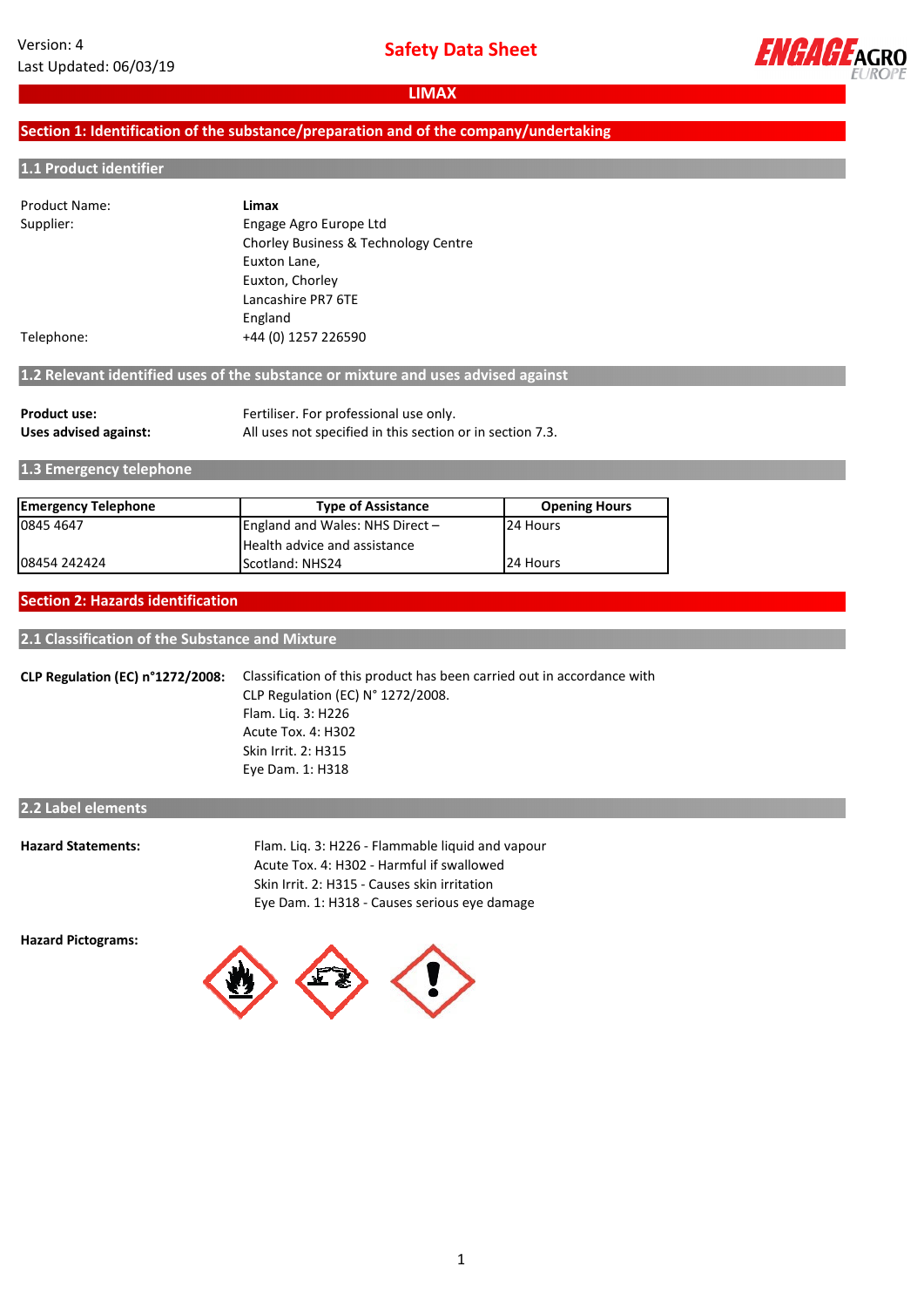Version: 4
Last Updated: 06/03/19

# Safety Data Sheet

## LIMAX

## Section 1: Identification of the substance/preparation and of the company/undertaking

### 1.1 Product identifier

Product Name: **Limax**

Supplier: Engage Agro Europe Ltd
Chorley Business & Technology Centre
Euxton Lane,
Euxton, Chorley
Lancashire PR7 6TE
England

Telephone: +44 (0) 1257 226590

### 1.2 Relevant identified uses of the substance or mixture and uses advised against

**Product use:** Fertiliser. For professional use only.

**Uses advised against:** All uses not specified in this section or in section 7.3.

### 1.3 Emergency telephone

| Emergency Telephone | Type of Assistance | Opening Hours |
|---|---|---|
| 0845 4647 | England and Wales: NHS Direct – Health advice and assistance | 24 Hours |
| 08454 242424 | Scotland: NHS24 | 24 Hours |

## Section 2: Hazards identification

### 2.1 Classification of the Substance and Mixture

**CLP Regulation (EC) n°1272/2008:** Classification of this product has been carried out in accordance with CLP Regulation (EC) N° 1272/2008.
Flam. Liq. 3: H226
Acute Tox. 4: H302
Skin Irrit. 2: H315
Eye Dam. 1: H318

### 2.2 Label elements

**Hazard Statements:**
Flam. Liq. 3: H226 - Flammable liquid and vapour
Acute Tox. 4: H302 - Harmful if swallowed
Skin Irrit. 2: H315 - Causes skin irritation
Eye Dam. 1: H318 - Causes serious eye damage

**Hazard Pictograms:**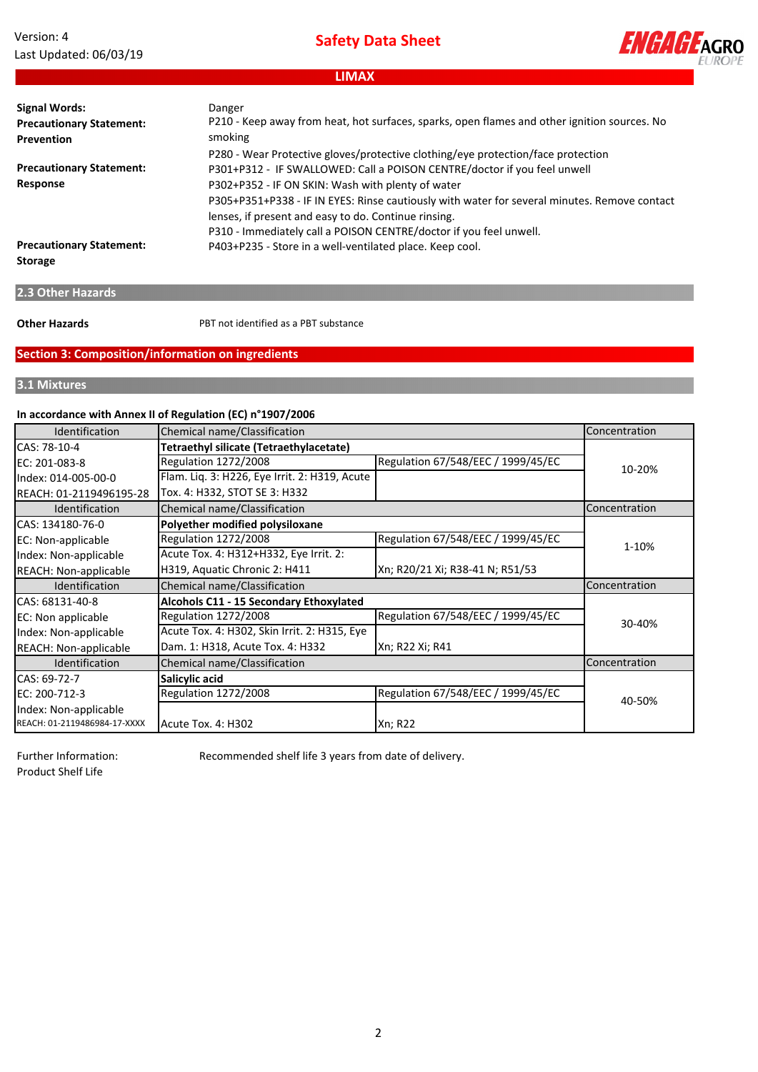## LIMAX

| | |
|---|---|
| **Signal Words:** | Danger |
| **Precautionary Statement: Prevention** | P210 - Keep away from heat, hot surfaces, sparks, open flames and other ignition sources. No smoking<br>P280 - Wear Protective gloves/protective clothing/eye protection/face protection |
| **Precautionary Statement: Response** | P301+P312 - IF SWALLOWED: Call a POISON CENTRE/doctor if you feel unwell<br>P302+P352 - IF ON SKIN: Wash with plenty of water<br>P305+P351+P338 - IF IN EYES: Rinse cautiously with water for several minutes. Remove contact lenses, if present and easy to do. Continue rinsing.<br>P310 - Immediately call a POISON CENTRE/doctor if you feel unwell. |
| **Precautionary Statement: Storage** | P403+P235 - Store in a well-ventilated place. Keep cool. |

## 2.3 Other Hazards

**Other Hazards** PBT not identified as a PBT substance

# Section 3: Composition/information on ingredients

## 3.1 Mixtures

**In accordance with Annex II of Regulation (EC) n°1907/2006**

| Identification | Chemical name/Classification | | Concentration |
|---|---|---|---|
| CAS: 78-10-4<br>EC: 201-083-8<br>Index: 014-005-00-0<br>REACH: 01-2119496195-28 | **Tetraethyl silicate (Tetraethylacetate)** | | 10-20% |
| | Regulation 1272/2008 | Regulation 67/548/EEC / 1999/45/EC | |
| | Flam. Liq. 3: H226, Eye Irrit. 2: H319, Acute Tox. 4: H332, STOT SE 3: H332 | | |
| **Identification** | **Chemical name/Classification** | | **Concentration** |
| CAS: 134180-76-0<br>EC: Non-applicable<br>Index: Non-applicable<br>REACH: Non-applicable | **Polyether modified polysiloxane** | | 1-10% |
| | Regulation 1272/2008 | Regulation 67/548/EEC / 1999/45/EC | |
| | Acute Tox. 4: H312+H332, Eye Irrit. 2: H319, Aquatic Chronic 2: H411 | Xn; R20/21 Xi; R38-41 N; R51/53 | |
| **Identification** | **Chemical name/Classification** | | **Concentration** |
| CAS: 68131-40-8<br>EC: Non applicable<br>Index: Non-applicable<br>REACH: Non-applicable | **Alcohols C11 - 15 Secondary Ethoxylated** | | 30-40% |
| | Regulation 1272/2008 | Regulation 67/548/EEC / 1999/45/EC | |
| | Acute Tox. 4: H302, Skin Irrit. 2: H315, Eye Dam. 1: H318, Acute Tox. 4: H332 | Xn; R22 Xi; R41 | |
| **Identification** | **Chemical name/Classification** | | **Concentration** |
| CAS: 69-72-7<br>EC: 200-712-3<br>Index: Non-applicable<br>REACH: 01-2119486984-17-XXXX | **Salicylic acid** | | 40-50% |
| | Regulation 1272/2008 | Regulation 67/548/EEC / 1999/45/EC | |
| | Acute Tox. 4: H302 | Xn; R22 | |

Further Information: Product Shelf Life — Recommended shelf life 3 years from date of delivery.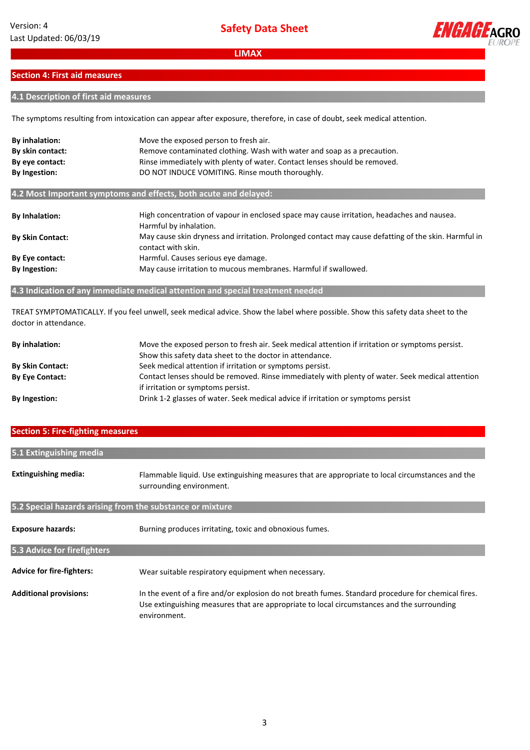## Section 4: First aid measures

### 4.1 Description of first aid measures

The symptoms resulting from intoxication can appear after exposure, therefore, in case of doubt, seek medical attention.

**By inhalation:** Move the exposed person to fresh air.

**By skin contact:** Remove contaminated clothing. Wash with water and soap as a precaution.

**By eye contact:** Rinse immediately with plenty of water. Contact lenses should be removed.

**By Ingestion:** DO NOT INDUCE VOMITING. Rinse mouth thoroughly.

### 4.2 Most Important symptoms and effects, both acute and delayed:

**By Inhalation:** High concentration of vapour in enclosed space may cause irritation, headaches and nausea. Harmful by inhalation.

**By Skin Contact:** May cause skin dryness and irritation. Prolonged contact may cause defatting of the skin. Harmful in contact with skin.

**By Eye contact:** Harmful. Causes serious eye damage.

**By Ingestion:** May cause irritation to mucous membranes. Harmful if swallowed.

### 4.3 Indication of any immediate medical attention and special treatment needed

TREAT SYMPTOMATICALLY. If you feel unwell, seek medical advice. Show the label where possible. Show this safety data sheet to the doctor in attendance.

**By inhalation:** Move the exposed person to fresh air. Seek medical attention if irritation or symptoms persist. Show this safety data sheet to the doctor in attendance.

**By Skin Contact:** Seek medical attention if irritation or symptoms persist.

**By Eye Contact:** Contact lenses should be removed. Rinse immediately with plenty of water. Seek medical attention if irritation or symptoms persist.

**By Ingestion:** Drink 1-2 glasses of water. Seek medical advice if irritation or symptoms persist

## Section 5: Fire-fighting measures

### 5.1 Extinguishing media

**Extinguishing media:** Flammable liquid. Use extinguishing measures that are appropriate to local circumstances and the surrounding environment.

### 5.2 Special hazards arising from the substance or mixture

**Exposure hazards:** Burning produces irritating, toxic and obnoxious fumes.

### 5.3 Advice for firefighters

**Advice for fire-fighters:** Wear suitable respiratory equipment when necessary.

**Additional provisions:** In the event of a fire and/or explosion do not breath fumes. Standard procedure for chemical fires. Use extinguishing measures that are appropriate to local circumstances and the surrounding environment.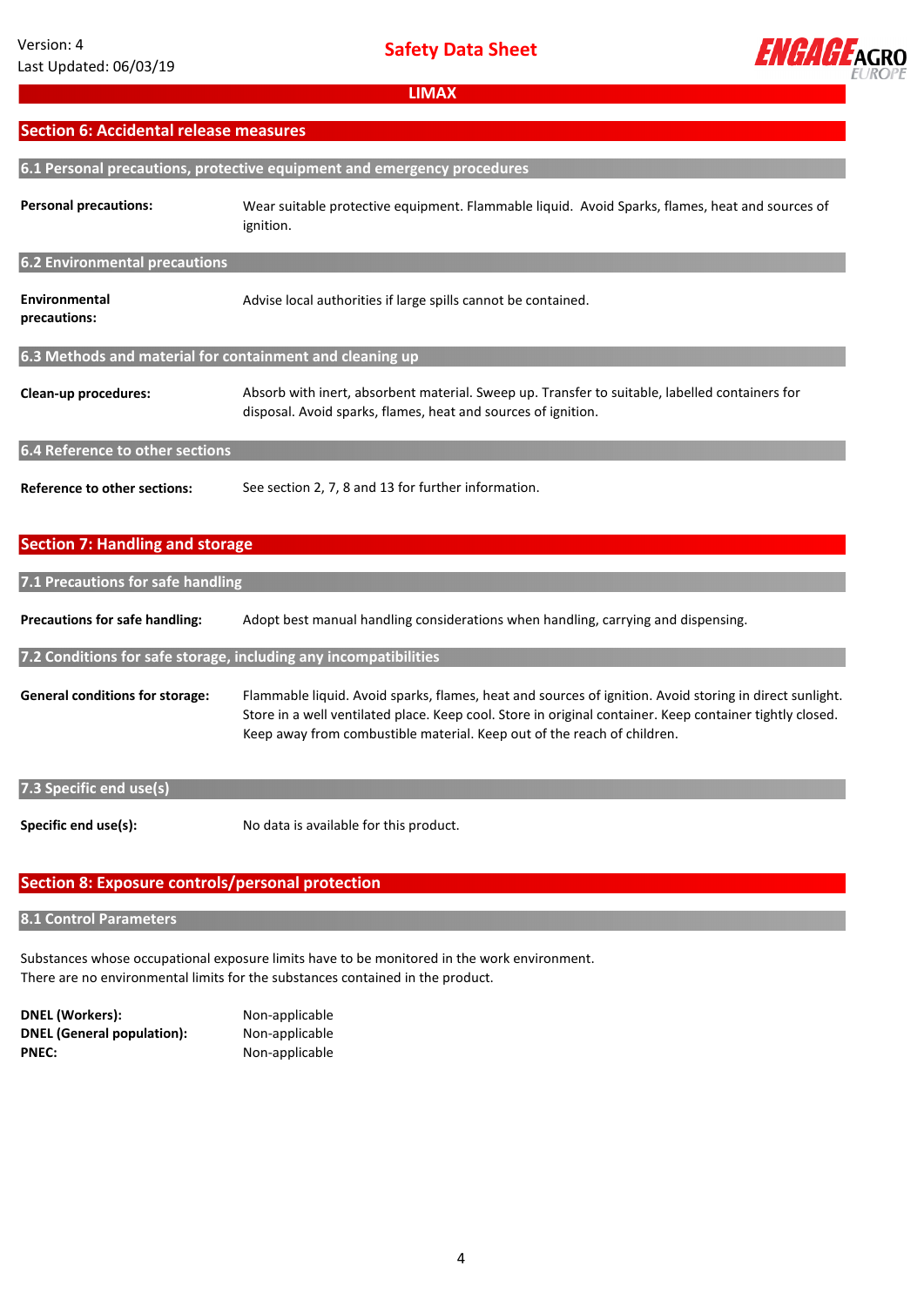# LIMAX

## Section 6: Accidental release measures

### 6.1 Personal precautions, protective equipment and emergency procedures

**Personal precautions:** Wear suitable protective equipment. Flammable liquid. Avoid Sparks, flames, heat and sources of ignition.

### 6.2 Environmental precautions

**Environmental precautions:** Advise local authorities if large spills cannot be contained.

### 6.3 Methods and material for containment and cleaning up

**Clean-up procedures:** Absorb with inert, absorbent material. Sweep up. Transfer to suitable, labelled containers for disposal. Avoid sparks, flames, heat and sources of ignition.

### 6.4 Reference to other sections

**Reference to other sections:** See section 2, 7, 8 and 13 for further information.

## Section 7: Handling and storage

### 7.1 Precautions for safe handling

**Precautions for safe handling:** Adopt best manual handling considerations when handling, carrying and dispensing.

### 7.2 Conditions for safe storage, including any incompatibilities

**General conditions for storage:** Flammable liquid. Avoid sparks, flames, heat and sources of ignition. Avoid storing in direct sunlight. Store in a well ventilated place. Keep cool. Store in original container. Keep container tightly closed. Keep away from combustible material. Keep out of the reach of children.

### 7.3 Specific end use(s)

**Specific end use(s):** No data is available for this product.

## Section 8: Exposure controls/personal protection

### 8.1 Control Parameters

Substances whose occupational exposure limits have to be monitored in the work environment.
There are no environmental limits for the substances contained in the product.

**DNEL (Workers):** Non-applicable
**DNEL (General population):** Non-applicable
**PNEC:** Non-applicable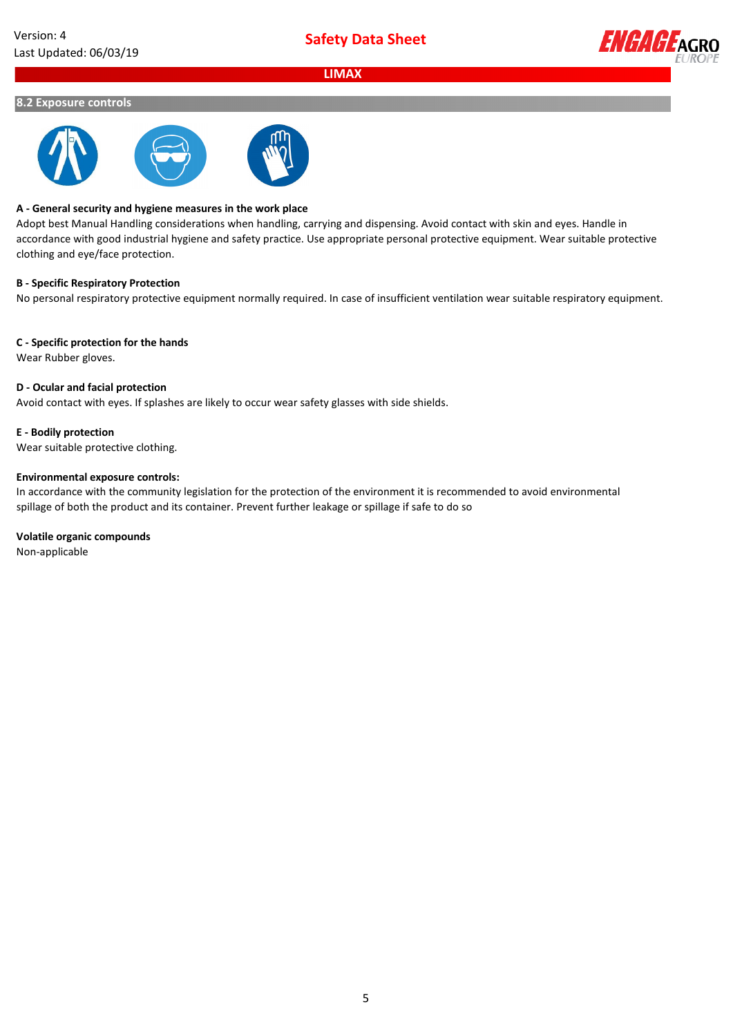## 8.2 Exposure controls

**A - General security and hygiene measures in the work place**

Adopt best Manual Handling considerations when handling, carrying and dispensing. Avoid contact with skin and eyes. Handle in accordance with good industrial hygiene and safety practice. Use appropriate personal protective equipment. Wear suitable protective clothing and eye/face protection.

**B - Specific Respiratory Protection**

No personal respiratory protective equipment normally required. In case of insufficient ventilation wear suitable respiratory equipment.

**C - Specific protection for the hands**

Wear Rubber gloves.

**D - Ocular and facial protection**

Avoid contact with eyes. If splashes are likely to occur wear safety glasses with side shields.

**E - Bodily protection**

Wear suitable protective clothing.

**Environmental exposure controls:**

In accordance with the community legislation for the protection of the environment it is recommended to avoid environmental spillage of both the product and its container. Prevent further leakage or spillage if safe to do so

**Volatile organic compounds**

Non-applicable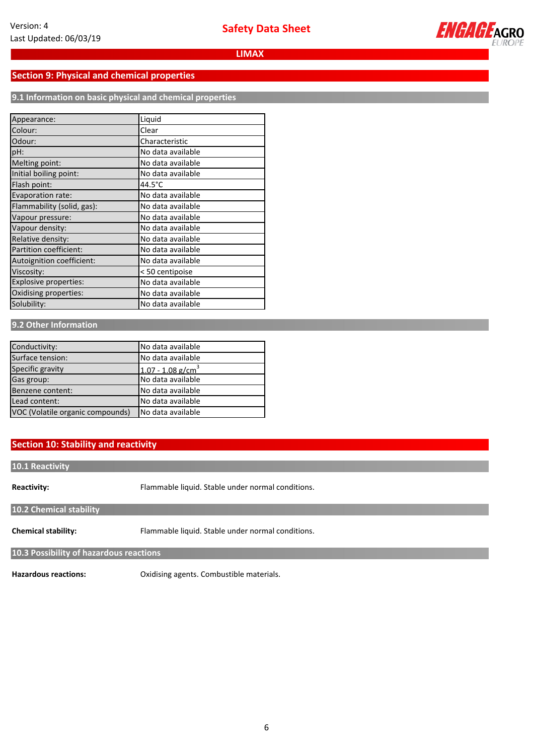## Section 9: Physical and chemical properties

### 9.1 Information on basic physical and chemical properties

| Property | Value |
|---|---|
| Appearance: | Liquid |
| Colour: | Clear |
| Odour: | Characteristic |
| pH: | No data available |
| Melting point: | No data available |
| Initial boiling point: | No data available |
| Flash point: | 44.5°C |
| Evaporation rate: | No data available |
| Flammability (solid, gas): | No data available |
| Vapour pressure: | No data available |
| Vapour density: | No data available |
| Relative density: | No data available |
| Partition coefficient: | No data available |
| Autoignition coefficient: | No data available |
| Viscosity: | < 50 centipoise |
| Explosive properties: | No data available |
| Oxidising properties: | No data available |
| Solubility: | No data available |

### 9.2 Other Information

| Property | Value |
|---|---|
| Conductivity: | No data available |
| Surface tension: | No data available |
| Specific gravity | 1.07 - 1.08 $g/cm^3$ |
| Gas group: | No data available |
| Benzene content: | No data available |
| Lead content: | No data available |
| VOC (Volatile organic compounds) | No data available |

## Section 10: Stability and reactivity

### 10.1 Reactivity

**Reactivity:** Flammable liquid. Stable under normal conditions.

### 10.2 Chemical stability

**Chemical stability:** Flammable liquid. Stable under normal conditions.

### 10.3 Possibility of hazardous reactions

**Hazardous reactions:** Oxidising agents. Combustible materials.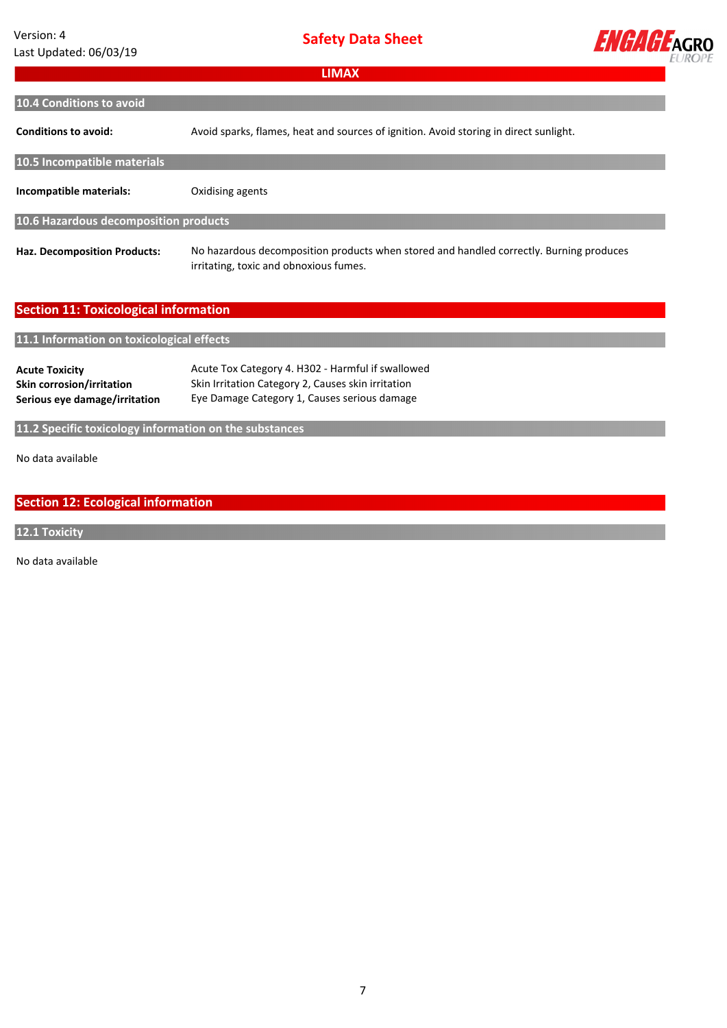### 10.4 Conditions to avoid

**Conditions to avoid:** Avoid sparks, flames, heat and sources of ignition. Avoid storing in direct sunlight.

### 10.5 Incompatible materials

**Incompatible materials:** Oxidising agents

### 10.6 Hazardous decomposition products

**Haz. Decomposition Products:** No hazardous decomposition products when stored and handled correctly. Burning produces irritating, toxic and obnoxious fumes.

## Section 11: Toxicological information

### 11.1 Information on toxicological effects

| | |
|---|---|
| **Acute Toxicity** | Acute Tox Category 4. H302 - Harmful if swallowed |
| **Skin corrosion/irritation** | Skin Irritation Category 2, Causes skin irritation |
| **Serious eye damage/irritation** | Eye Damage Category 1, Causes serious damage |

### 11.2 Specific toxicology information on the substances

No data available

## Section 12: Ecological information

### 12.1 Toxicity

No data available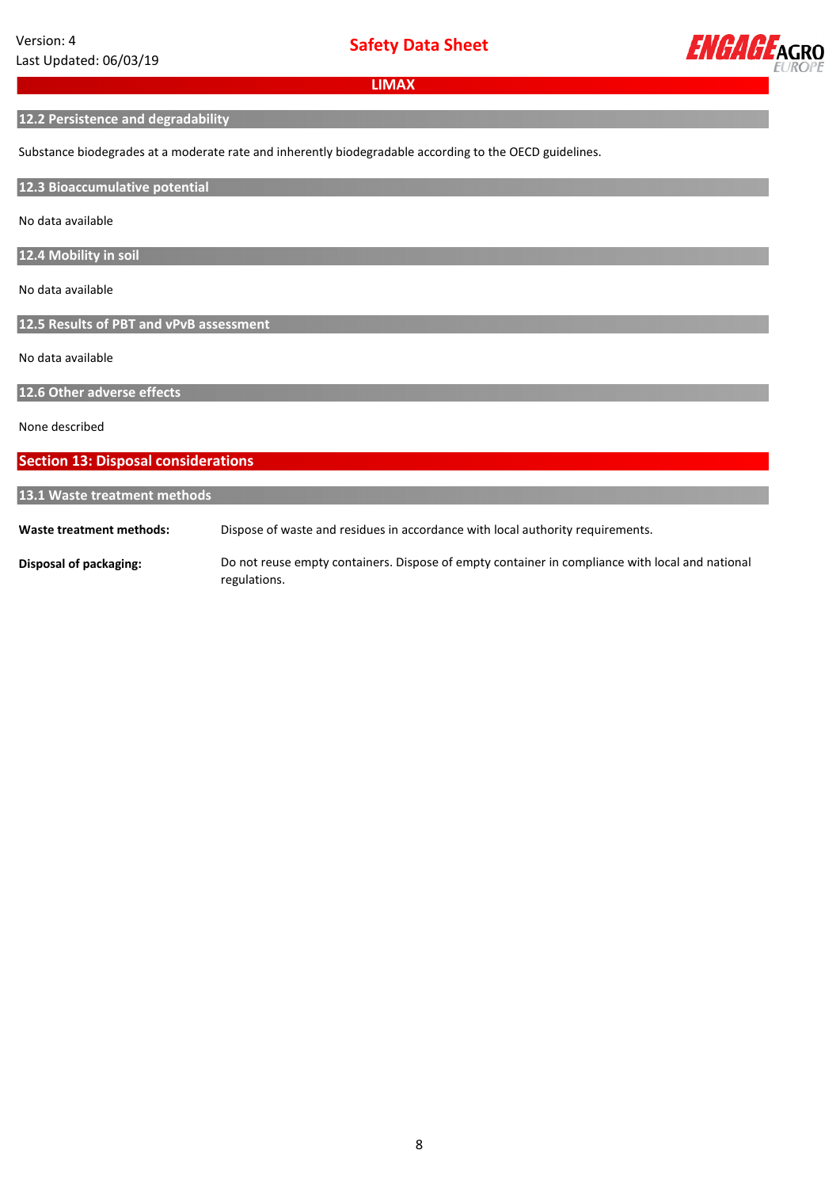### 12.2 Persistence and degradability

Substance biodegrades at a moderate rate and inherently biodegradable according to the OECD guidelines.

### 12.3 Bioaccumulative potential

No data available

### 12.4 Mobility in soil

No data available

### 12.5 Results of PBT and vPvB assessment

No data available

### 12.6 Other adverse effects

None described

## Section 13: Disposal considerations

### 13.1 Waste treatment methods

**Waste treatment methods:** Dispose of waste and residues in accordance with local authority requirements.

**Disposal of packaging:** Do not reuse empty containers. Dispose of empty container in compliance with local and national regulations.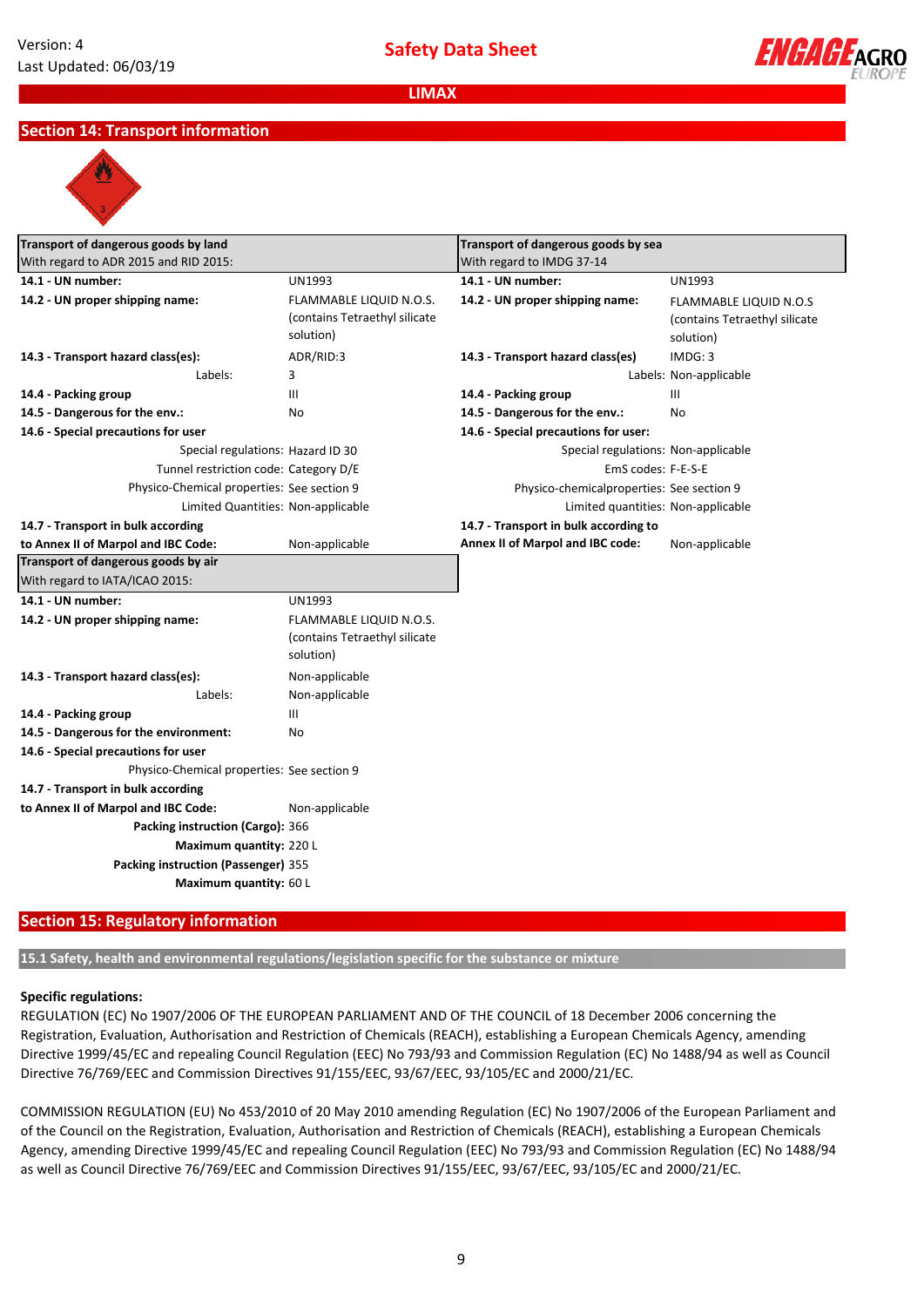## Section 14: Transport information

| Transport of dangerous goods by land<br>With regard to ADR 2015 and RID 2015: | |
|---|---|
| **14.1 - UN number:** | UN1993 |
| **14.2 - UN proper shipping name:** | FLAMMABLE LIQUID N.O.S. (contains Tetraethyl silicate solution) |
| **14.3 - Transport hazard class(es):** | ADR/RID:3 |
| Labels: | 3 |
| **14.4 - Packing group** | III |
| **14.5 - Dangerous for the env.:** | No |
| **14.6 - Special precautions for user** | |
| Special regulations: | Hazard ID 30 |
| Tunnel restriction code: | Category D/E |
| Physico-Chemical properties: | See section 9 |
| Limited Quantities: | Non-applicable |
| **14.7 - Transport in bulk according to Annex II of Marpol and IBC Code:** | Non-applicable |

| Transport of dangerous goods by sea<br>With regard to IMDG 37-14 | |
|---|---|
| **14.1 - UN number:** | UN1993 |
| **14.2 - UN proper shipping name:** | FLAMMABLE LIQUID N.O.S (contains Tetraethyl silicate solution) |
| **14.3 - Transport hazard class(es)** | IMDG: 3 |
| Labels: | Non-applicable |
| **14.4 - Packing group** | III |
| **14.5 - Dangerous for the env.:** | No |
| **14.6 - Special precautions for user:** | |
| Special regulations: | Non-applicable |
| EmS codes: | F-E-S-E |
| Physico-chemicalproperties: | See section 9 |
| Limited quantities: | Non-applicable |
| **14.7 - Transport in bulk according to Annex II of Marpol and IBC code:** | Non-applicable |

| Transport of dangerous goods by air<br>With regard to IATA/ICAO 2015: | |
|---|---|
| **14.1 - UN number:** | UN1993 |
| **14.2 - UN proper shipping name:** | FLAMMABLE LIQUID N.O.S. (contains Tetraethyl silicate solution) |
| **14.3 - Transport hazard class(es):** | Non-applicable |
| Labels: | Non-applicable |
| **14.4 - Packing group** | III |
| **14.5 - Dangerous for the environment:** | No |
| **14.6 - Special precautions for user** | |
| Physico-Chemical properties: | See section 9 |
| **14.7 - Transport in bulk according to Annex II of Marpol and IBC Code:** | Non-applicable |
| **Packing instruction (Cargo):** | 366 |
| **Maximum quantity:** | 220 L |
| **Packing instruction (Passenger)** | 355 |
| **Maximum quantity:** | 60 L |

## Section 15: Regulatory information

### 15.1 Safety, health and environmental regulations/legislation specific for the substance or mixture

**Specific regulations:**

REGULATION (EC) No 1907/2006 OF THE EUROPEAN PARLIAMENT AND OF THE COUNCIL of 18 December 2006 concerning the Registration, Evaluation, Authorisation and Restriction of Chemicals (REACH), establishing a European Chemicals Agency, amending Directive 1999/45/EC and repealing Council Regulation (EEC) No 793/93 and Commission Regulation (EC) No 1488/94 as well as Council Directive 76/769/EEC and Commission Directives 91/155/EEC, 93/67/EEC, 93/105/EC and 2000/21/EC.

COMMISSION REGULATION (EU) No 453/2010 of 20 May 2010 amending Regulation (EC) No 1907/2006 of the European Parliament and of the Council on the Registration, Evaluation, Authorisation and Restriction of Chemicals (REACH), establishing a European Chemicals Agency, amending Directive 1999/45/EC and repealing Council Regulation (EEC) No 793/93 and Commission Regulation (EC) No 1488/94 as well as Council Directive 76/769/EEC and Commission Directives 91/155/EEC, 93/67/EEC, 93/105/EC and 2000/21/EC.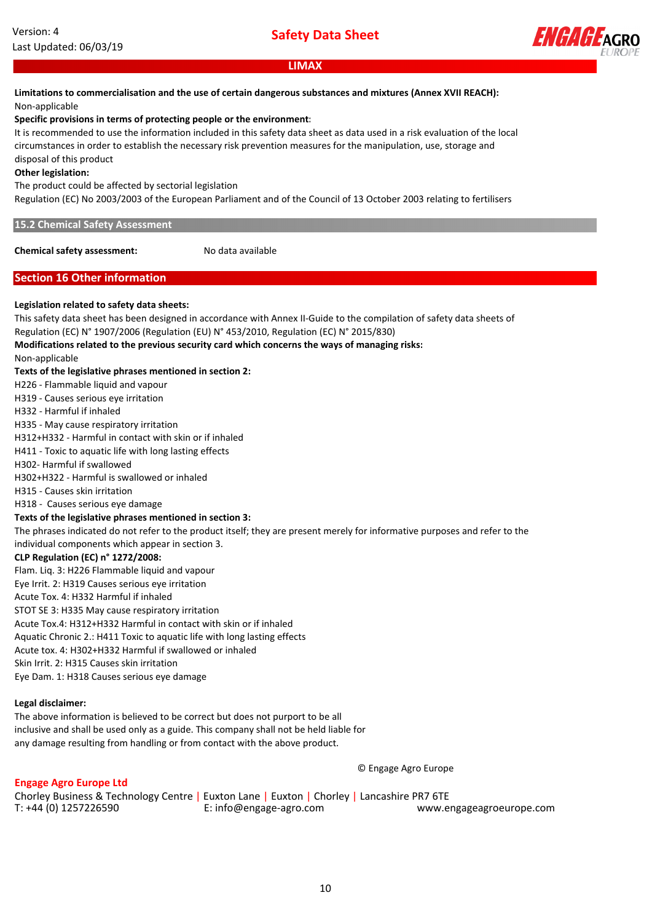**Limitations to commercialisation and the use of certain dangerous substances and mixtures (Annex XVII REACH):**

Non-applicable

**Specific provisions in terms of protecting people or the environment**:

It is recommended to use the information included in this safety data sheet as data used in a risk evaluation of the local circumstances in order to establish the necessary risk prevention measures for the manipulation, use, storage and disposal of this product

**Other legislation:**

The product could be affected by sectorial legislation

Regulation (EC) No 2003/2003 of the European Parliament and of the Council of 13 October 2003 relating to fertilisers

## 15.2 Chemical Safety Assessment

**Chemical safety assessment:** No data available

## Section 16 Other information

**Legislation related to safety data sheets:**

This safety data sheet has been designed in accordance with Annex II-Guide to the compilation of safety data sheets of Regulation (EC) N° 1907/2006 (Regulation (EU) N° 453/2010, Regulation (EC) N° 2015/830)

**Modifications related to the previous security card which concerns the ways of managing risks:**

Non-applicable

**Texts of the legislative phrases mentioned in section 2:**

H226 - Flammable liquid and vapour
H319 - Causes serious eye irritation
H332 - Harmful if inhaled
H335 - May cause respiratory irritation
H312+H332 - Harmful in contact with skin or if inhaled
H411 - Toxic to aquatic life with long lasting effects
H302- Harmful if swallowed
H302+H322 - Harmful is swallowed or inhaled
H315 - Causes skin irritation
H318 - Causes serious eye damage

**Texts of the legislative phrases mentioned in section 3:**

The phrases indicated do not refer to the product itself; they are present merely for informative purposes and refer to the individual components which appear in section 3.

**CLP Regulation (EC) n° 1272/2008:**

Flam. Liq. 3: H226 Flammable liquid and vapour
Eye Irrit. 2: H319 Causes serious eye irritation
Acute Tox. 4: H332 Harmful if inhaled
STOT SE 3: H335 May cause respiratory irritation
Acute Tox.4: H312+H332 Harmful in contact with skin or if inhaled
Aquatic Chronic 2.: H411 Toxic to aquatic life with long lasting effects
Acute tox. 4: H302+H332 Harmful if swallowed or inhaled
Skin Irrit. 2: H315 Causes skin irritation
Eye Dam. 1: H318 Causes serious eye damage

**Legal disclaimer:**

The above information is believed to be correct but does not purport to be all inclusive and shall be used only as a guide. This company shall not be held liable for any damage resulting from handling or from contact with the above product.

© Engage Agro Europe

**Engage Agro Europe Ltd**
Chorley Business & Technology Centre | Euxton Lane | Euxton | Chorley | Lancashire PR7 6TE
T: +44 (0) 1257226590 E: info@engage-agro.com www.engageagroeurope.com